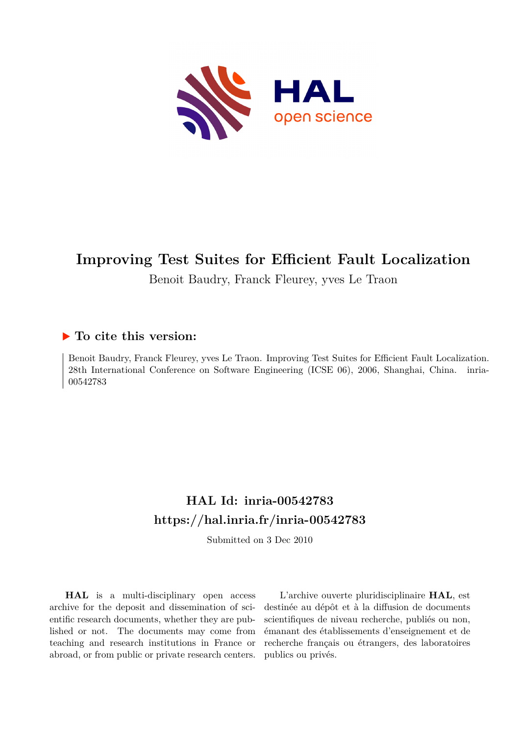# Improving Test Suites for Efficient Fault Localization

Benoit Baudry, Franck Fleurey, yves Le Traon

## ▶ To cite this version:

Benoit Baudry, Franck Fleurey, yves Le Traon. Improving Test Suites for Efficient Fault Localization. 28th International Conference on Software Engineering (ICSE 06), 2006, Shanghai, China. inria-00542783

## HAL Id: inria-00542783
## https://hal.inria.fr/inria-00542783

Submitted on 3 Dec 2010

**HAL** is a multi-disciplinary open access archive for the deposit and dissemination of scientific research documents, whether they are published or not. The documents may come from teaching and research institutions in France or abroad, or from public or private research centers.

L'archive ouverte pluridisciplinaire **HAL**, est destinée au dépôt et à la diffusion de documents scientifiques de niveau recherche, publiés ou non, émanant des établissements d'enseignement et de recherche français ou étrangers, des laboratoires publics ou privés.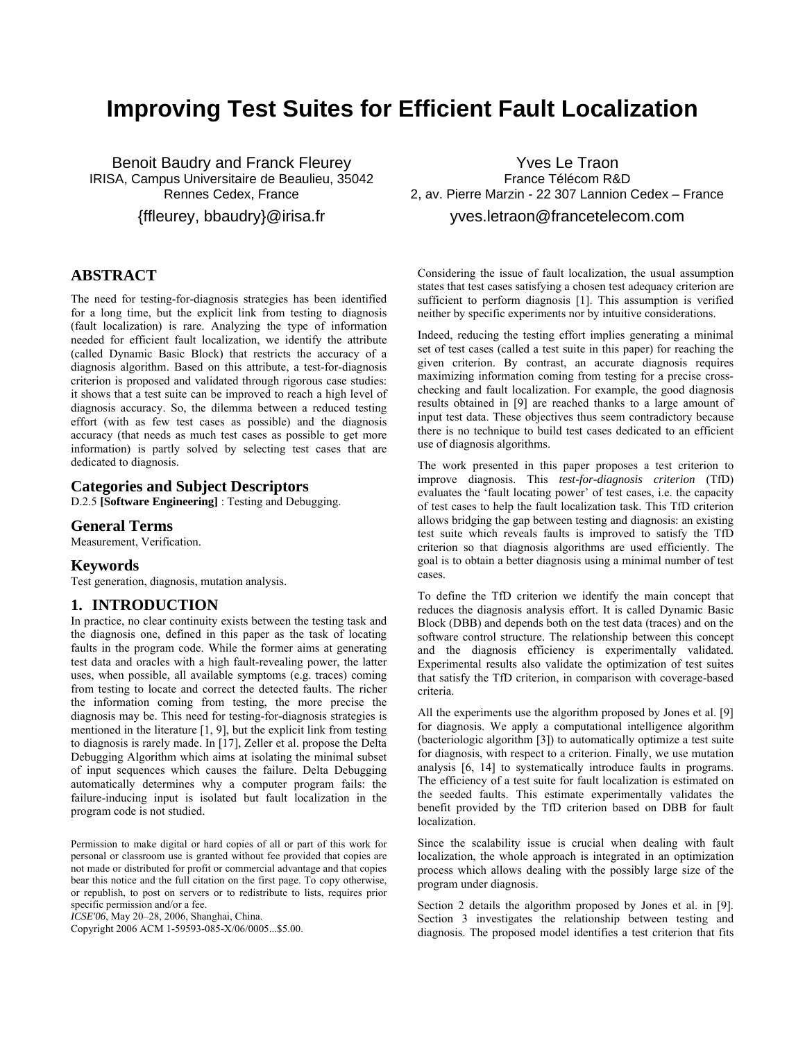# Improving Test Suites for Efficient Fault Localization

Benoit Baudry and Franck Fleurey
IRISA, Campus Universitaire de Beaulieu, 35042 Rennes Cedex, France
{ffleurey, bbaudry}@irisa.fr

Yves Le Traon
France Télécom R&D
2, av. Pierre Marzin - 22 307 Lannion Cedex – France
yves.letraon@francetelecom.com

## ABSTRACT

The need for testing-for-diagnosis strategies has been identified for a long time, but the explicit link from testing to diagnosis (fault localization) is rare. Analyzing the type of information needed for efficient fault localization, we identify the attribute (called Dynamic Basic Block) that restricts the accuracy of a diagnosis algorithm. Based on this attribute, a test-for-diagnosis criterion is proposed and validated through rigorous case studies: it shows that a test suite can be improved to reach a high level of diagnosis accuracy. So, the dilemma between a reduced testing effort (with as few test cases as possible) and the diagnosis accuracy (that needs as much test cases as possible to get more information) is partly solved by selecting test cases that are dedicated to diagnosis.

## Categories and Subject Descriptors

D.2.5 **[Software Engineering]** : Testing and Debugging.

## General Terms

Measurement, Verification.

## Keywords

Test generation, diagnosis, mutation analysis.

## 1. INTRODUCTION

In practice, no clear continuity exists between the testing task and the diagnosis one, defined in this paper as the task of locating faults in the program code. While the former aims at generating test data and oracles with a high fault-revealing power, the latter uses, when possible, all available symptoms (e.g. traces) coming from testing to locate and correct the detected faults. The richer the information coming from testing, the more precise the diagnosis may be. This need for testing-for-diagnosis strategies is mentioned in the literature [1, 9], but the explicit link from testing to diagnosis is rarely made. In [17], Zeller et al. propose the Delta Debugging Algorithm which aims at isolating the minimal subset of input sequences which causes the failure. Delta Debugging automatically determines why a computer program fails: the failure-inducing input is isolated but fault localization in the program code is not studied.

Permission to make digital or hard copies of all or part of this work for personal or classroom use is granted without fee provided that copies are not made or distributed for profit or commercial advantage and that copies bear this notice and the full citation on the first page. To copy otherwise, or republish, to post on servers or to redistribute to lists, requires prior specific permission and/or a fee.
*ICSE'06*, May 20–28, 2006, Shanghai, China.
Copyright 2006 ACM 1-59593-085-X/06/0005...$5.00.

Considering the issue of fault localization, the usual assumption states that test cases satisfying a chosen test adequacy criterion are sufficient to perform diagnosis [1]. This assumption is verified neither by specific experiments nor by intuitive considerations.

Indeed, reducing the testing effort implies generating a minimal set of test cases (called a test suite in this paper) for reaching the given criterion. By contrast, an accurate diagnosis requires maximizing information coming from testing for a precise cross-checking and fault localization. For example, the good diagnosis results obtained in [9] are reached thanks to a large amount of input test data. These objectives thus seem contradictory because there is no technique to build test cases dedicated to an efficient use of diagnosis algorithms.

The work presented in this paper proposes a test criterion to improve diagnosis. This *test-for-diagnosis criterion* (TfD) evaluates the 'fault locating power' of test cases, i.e. the capacity of test cases to help the fault localization task. This TfD criterion allows bridging the gap between testing and diagnosis: an existing test suite which reveals faults is improved to satisfy the TfD criterion so that diagnosis algorithms are used efficiently. The goal is to obtain a better diagnosis using a minimal number of test cases.

To define the TfD criterion we identify the main concept that reduces the diagnosis analysis effort. It is called Dynamic Basic Block (DBB) and depends both on the test data (traces) and on the software control structure. The relationship between this concept and the diagnosis efficiency is experimentally validated. Experimental results also validate the optimization of test suites that satisfy the TfD criterion, in comparison with coverage-based criteria.

All the experiments use the algorithm proposed by Jones et al. [9] for diagnosis. We apply a computational intelligence algorithm (bacteriologic algorithm [3]) to automatically optimize a test suite for diagnosis, with respect to a criterion. Finally, we use mutation analysis [6, 14] to systematically introduce faults in programs. The efficiency of a test suite for fault localization is estimated on the seeded faults. This estimate experimentally validates the benefit provided by the TfD criterion based on DBB for fault localization.

Since the scalability issue is crucial when dealing with fault localization, the whole approach is integrated in an optimization process which allows dealing with the possibly large size of the program under diagnosis.

Section 2 details the algorithm proposed by Jones et al. in [9]. Section 3 investigates the relationship between testing and diagnosis. The proposed model identifies a test criterion that fits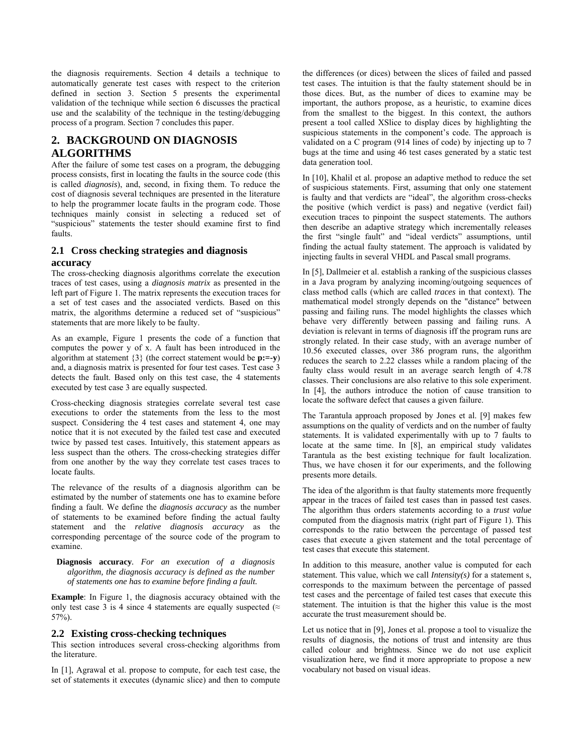the diagnosis requirements. Section 4 details a technique to automatically generate test cases with respect to the criterion defined in section 3. Section 5 presents the experimental validation of the technique while section 6 discusses the practical use and the scalability of the technique in the testing/debugging process of a program. Section 7 concludes this paper.

## 2. BACKGROUND ON DIAGNOSIS ALGORITHMS

After the failure of some test cases on a program, the debugging process consists, first in locating the faults in the source code (this is called *diagnosis*), and, second, in fixing them. To reduce the cost of diagnosis several techniques are presented in the literature to help the programmer locate faults in the program code. Those techniques mainly consist in selecting a reduced set of "suspicious" statements the tester should examine first to find faults.

### 2.1 Cross checking strategies and diagnosis accuracy

The cross-checking diagnosis algorithms correlate the execution traces of test cases, using a *diagnosis matrix* as presented in the left part of Figure 1. The matrix represents the execution traces for a set of test cases and the associated verdicts. Based on this matrix, the algorithms determine a reduced set of "suspicious" statements that are more likely to be faulty.

As an example, Figure 1 presents the code of a function that computes the power y of x. A fault has been introduced in the algorithm at statement {3} (the correct statement would be **p:=-y**) and, a diagnosis matrix is presented for four test cases. Test case 3 detects the fault. Based only on this test case, the 4 statements executed by test case 3 are equally suspected.

Cross-checking diagnosis strategies correlate several test case executions to order the statements from the less to the most suspect. Considering the 4 test cases and statement 4, one may notice that it is not executed by the failed test case and executed twice by passed test cases. Intuitively, this statement appears as less suspect than the others. The cross-checking strategies differ from one another by the way they correlate test cases traces to locate faults.

The relevance of the results of a diagnosis algorithm can be estimated by the number of statements one has to examine before finding a fault. We define the *diagnosis accuracy* as the number of statements to be examined before finding the actual faulty statement and the *relative diagnosis accuracy* as the corresponding percentage of the source code of the program to examine.

**Diagnosis accuracy**. *For an execution of a diagnosis algorithm, the diagnosis accuracy is defined as the number of statements one has to examine before finding a fault.*

**Example**: In Figure 1, the diagnosis accuracy obtained with the only test case 3 is 4 since 4 statements are equally suspected (≈ 57%).

### 2.2 Existing cross-checking techniques

This section introduces several cross-checking algorithms from the literature.

In [1], Agrawal et al. propose to compute, for each test case, the set of statements it executes (dynamic slice) and then to compute the differences (or dices) between the slices of failed and passed test cases. The intuition is that the faulty statement should be in those dices. But, as the number of dices to examine may be important, the authors propose, as a heuristic, to examine dices from the smallest to the biggest. In this context, the authors present a tool called XSlice to display dices by highlighting the suspicious statements in the component's code. The approach is validated on a C program (914 lines of code) by injecting up to 7 bugs at the time and using 46 test cases generated by a static test data generation tool.

In [10], Khalil et al. propose an adaptive method to reduce the set of suspicious statements. First, assuming that only one statement is faulty and that verdicts are "ideal", the algorithm cross-checks the positive (which verdict is pass) and negative (verdict fail) execution traces to pinpoint the suspect statements. The authors then describe an adaptive strategy which incrementally releases the first "single fault" and "ideal verdicts" assumptions, until finding the actual faulty statement. The approach is validated by injecting faults in several VHDL and Pascal small programs.

In [5], Dallmeier et al. establish a ranking of the suspicious classes in a Java program by analyzing incoming/outgoing sequences of class method calls (which are called *traces* in that context). The mathematical model strongly depends on the "distance" between passing and failing runs. The model highlights the classes which behave very differently between passing and failing runs. A deviation is relevant in terms of diagnosis iff the program runs are strongly related. In their case study, with an average number of 10.56 executed classes, over 386 program runs, the algorithm reduces the search to 2.22 classes while a random placing of the faulty class would result in an average search length of 4.78 classes. Their conclusions are also relative to this sole experiment. In [4], the authors introduce the notion of cause transition to locate the software defect that causes a given failure.

The Tarantula approach proposed by Jones et al. [9] makes few assumptions on the quality of verdicts and on the number of faulty statements. It is validated experimentally with up to 7 faults to locate at the same time. In [8], an empirical study validates Tarantula as the best existing technique for fault localization. Thus, we have chosen it for our experiments, and the following presents more details.

The idea of the algorithm is that faulty statements more frequently appear in the traces of failed test cases than in passed test cases. The algorithm thus orders statements according to a *trust value* computed from the diagnosis matrix (right part of Figure 1). This corresponds to the ratio between the percentage of passed test cases that execute a given statement and the total percentage of test cases that execute this statement.

In addition to this measure, another value is computed for each statement. This value, which we call *Intensity(s)* for a statement s, corresponds to the maximum between the percentage of passed test cases and the percentage of failed test cases that execute this statement. The intuition is that the higher this value is the most accurate the trust measurement should be.

Let us notice that in [9], Jones et al. propose a tool to visualize the results of diagnosis, the notions of trust and intensity are thus called colour and brightness. Since we do not use explicit visualization here, we find it more appropriate to propose a new vocabulary not based on visual ideas.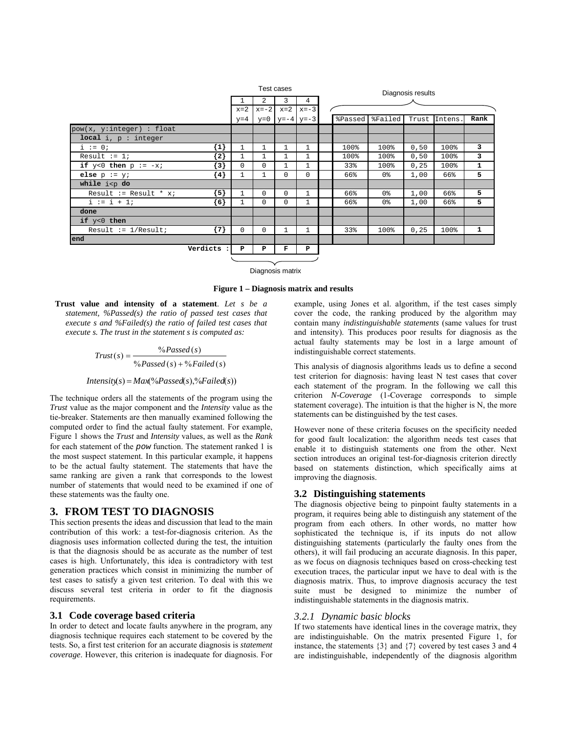| | Test cases | | | | Diagnosis results | | | | |
|---|---|---|---|---|---|---|---|---|---|
| | 1 | 2 | 3 | 4 | | | | | |
| | x=2 | x=-2 | x=2 | x=-3 | | | | | |
| | y=4 | y=0 | y=-4 | y=-3 | %Passed | %Failed | Trust | Intens. | Rank |
| pow(x, y:integer) : float | | | | | | | | | |
| **local** i, p : integer | | | | | | | | | |
| i := 0; {1} | 1 | 1 | 1 | 1 | 100% | 100% | 0,50 | 100% | 3 |
| Result := 1; {2} | 1 | 1 | 1 | 1 | 100% | 100% | 0,50 | 100% | 3 |
| **if** y<0 **then** p := -x; {3} | 0 | 0 | 1 | 1 | 33% | 100% | 0,25 | 100% | 1 |
| **else** p := y; {4} | 1 | 1 | 0 | 0 | 66% | 0% | 1,00 | 66% | 5 |
| **while** i<p **do** | | | | | | | | | |
| Result := Result * x; {5} | 1 | 0 | 0 | 1 | 66% | 0% | 1,00 | 66% | 5 |
| i := i + 1; {6} | 1 | 0 | 0 | 1 | 66% | 0% | 1,00 | 66% | 5 |
| **done** | | | | | | | | | |
| **if** y<0 **then** | | | | | | | | | |
| Result := 1/Result; {7} | 0 | 0 | 1 | 1 | 33% | 100% | 0,25 | 100% | 1 |
| **end** | | | | | | | | | |
| **Verdicts :** | **P** | **P** | **F** | **P** | | | | | |

Diagnosis matrix

**Figure 1 – Diagnosis matrix and results**

**Trust value and intensity of a statement**. *Let s be a statement, %Passed(s) the ratio of passed test cases that execute s and %Failed(s) the ratio of failed test cases that execute s. The trust in the statement s is computed as:*

$$Trust(s) = \frac{\%Passed(s)}{\%Passed(s) + \%Failed(s)}$$

$$Intensity(s) = Max(\%Passed(s), \%Failed(s))$$

The technique orders all the statements of the program using the *Trust* value as the major component and the *Intensity* value as the tie-breaker. Statements are then manually examined following the computed order to find the actual faulty statement. For example, Figure 1 shows the *Trust* and *Intensity* values, as well as the *Rank* for each statement of the *pow* function. The statement ranked 1 is the most suspect statement. In this particular example, it happens to be the actual faulty statement. The statements that have the same ranking are given a rank that corresponds to the lowest number of statements that would need to be examined if one of these statements was the faulty one.

## 3. FROM TEST TO DIAGNOSIS

This section presents the ideas and discussion that lead to the main contribution of this work: a test-for-diagnosis criterion. As the diagnosis uses information collected during the test, the intuition is that the diagnosis should be as accurate as the number of test cases is high. Unfortunately, this idea is contradictory with test generation practices which consist in minimizing the number of test cases to satisfy a given test criterion. To deal with this we discuss several test criteria in order to fit the diagnosis requirements.

### 3.1 Code coverage based criteria

In order to detect and locate faults anywhere in the program, any diagnosis technique requires each statement to be covered by the tests. So, a first test criterion for an accurate diagnosis is *statement coverage*. However, this criterion is inadequate for diagnosis. For example, using Jones et al. algorithm, if the test cases simply cover the code, the ranking produced by the algorithm may contain many *indistinguishable statements* (same values for trust and intensity). This produces poor results for diagnosis as the actual faulty statements may be lost in a large amount of indistinguishable correct statements.

This analysis of diagnosis algorithms leads us to define a second test criterion for diagnosis: having least N test cases that cover each statement of the program. In the following we call this criterion *N-Coverage* (1-Coverage corresponds to simple statement coverage). The intuition is that the higher is N, the more statements can be distinguished by the test cases.

However none of these criteria focuses on the specificity needed for good fault localization: the algorithm needs test cases that enable it to distinguish statements one from the other. Next section introduces an original test-for-diagnosis criterion directly based on statements distinction, which specifically aims at improving the diagnosis.

### 3.2 Distinguishing statements

The diagnosis objective being to pinpoint faulty statements in a program, it requires being able to distinguish any statement of the program from each others. In other words, no matter how sophisticated the technique is, if its inputs do not allow distinguishing statements (particularly the faulty ones from the others), it will fail producing an accurate diagnosis. In this paper, as we focus on diagnosis techniques based on cross-checking test execution traces, the particular input we have to deal with is the diagnosis matrix. Thus, to improve diagnosis accuracy the test suite must be designed to minimize the number of indistinguishable statements in the diagnosis matrix.

#### *3.2.1 Dynamic basic blocks*

If two statements have identical lines in the coverage matrix, they are indistinguishable. On the matrix presented Figure 1, for instance, the statements {3} and {7} covered by test cases 3 and 4 are indistinguishable, independently of the diagnosis algorithm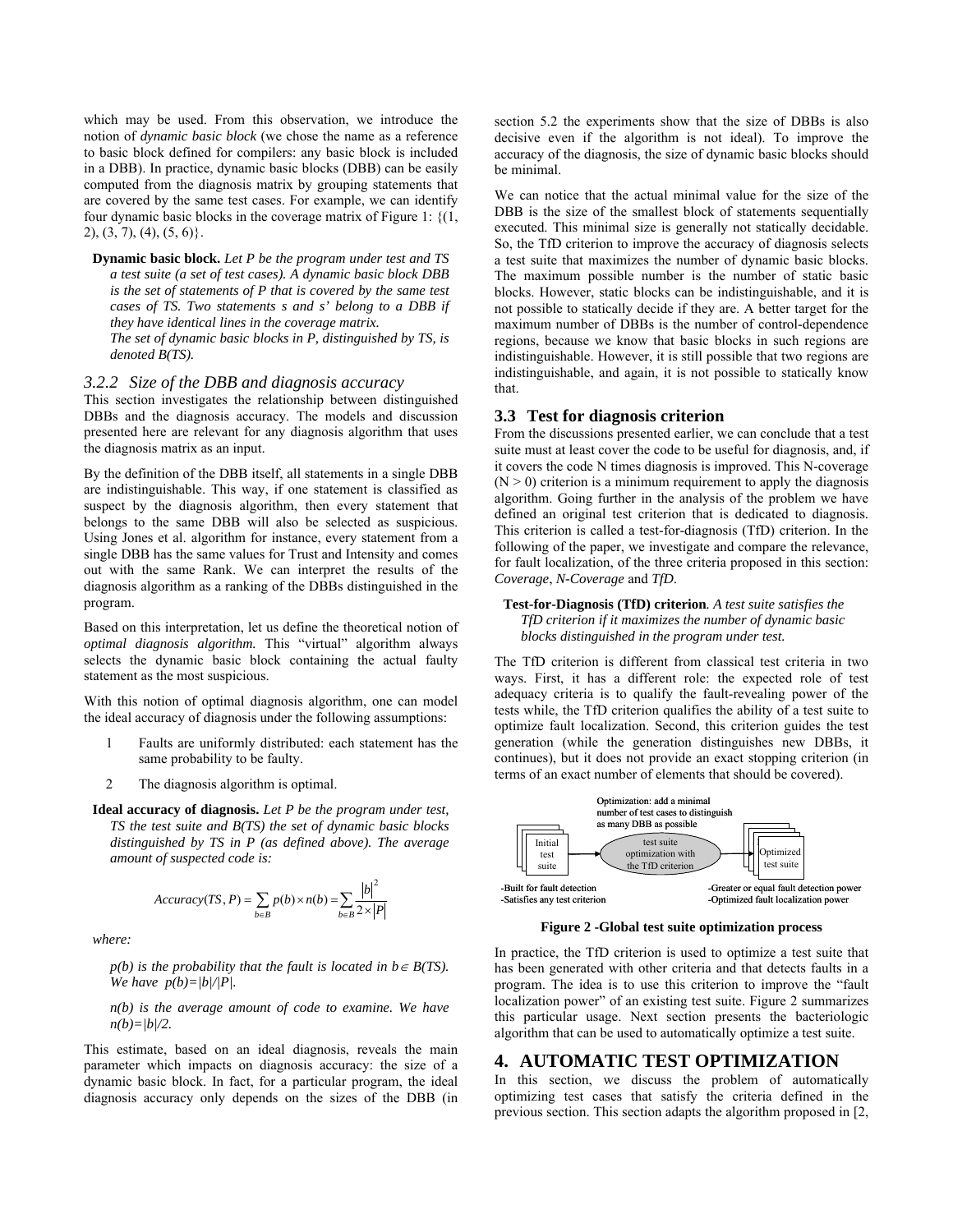which may be used. From this observation, we introduce the notion of *dynamic basic block* (we chose the name as a reference to basic block defined for compilers: any basic block is included in a DBB). In practice, dynamic basic blocks (DBB) can be easily computed from the diagnosis matrix by grouping statements that are covered by the same test cases. For example, we can identify four dynamic basic blocks in the coverage matrix of Figure 1: {(1, 2), (3, 7), (4), (5, 6)}.

**Dynamic basic block.** *Let P be the program under test and TS a test suite (a set of test cases). A dynamic basic block DBB is the set of statements of P that is covered by the same test cases of TS. Two statements s and s' belong to a DBB if they have identical lines in the coverage matrix.*
*The set of dynamic basic blocks in P, distinguished by TS, is denoted B(TS).*

#### *3.2.2 Size of the DBB and diagnosis accuracy*

This section investigates the relationship between distinguished DBBs and the diagnosis accuracy. The models and discussion presented here are relevant for any diagnosis algorithm that uses the diagnosis matrix as an input.

By the definition of the DBB itself, all statements in a single DBB are indistinguishable. This way, if one statement is classified as suspect by the diagnosis algorithm, then every statement that belongs to the same DBB will also be selected as suspicious. Using Jones et al. algorithm for instance, every statement from a single DBB has the same values for Trust and Intensity and comes out with the same Rank. We can interpret the results of the diagnosis algorithm as a ranking of the DBBs distinguished in the program.

Based on this interpretation, let us define the theoretical notion of *optimal diagnosis algorithm.* This "virtual" algorithm always selects the dynamic basic block containing the actual faulty statement as the most suspicious.

With this notion of optimal diagnosis algorithm, one can model the ideal accuracy of diagnosis under the following assumptions:

1. Faults are uniformly distributed: each statement has the same probability to be faulty.
2. The diagnosis algorithm is optimal.

**Ideal accuracy of diagnosis.** *Let P be the program under test, TS the test suite and B(TS) the set of dynamic basic blocks distinguished by TS in P (as defined above). The average amount of suspected code is:*

$$Accuracy(TS, P) = \sum_{b \in B} p(b) \times n(b) = \sum_{b \in B} \frac{|b|^2}{2 \times |P|}$$

*where:*

*p(b) is the probability that the fault is located in $b \in B(TS)$. We have $p(b)=|b|/|P|$.*

*n(b) is the average amount of code to examine. We have $n(b)=|b|/2$.*

This estimate, based on an ideal diagnosis, reveals the main parameter which impacts on diagnosis accuracy: the size of a dynamic basic block. In fact, for a particular program, the ideal diagnosis accuracy only depends on the sizes of the DBB (in section 5.2 the experiments show that the size of DBBs is also decisive even if the algorithm is not ideal). To improve the accuracy of the diagnosis, the size of dynamic basic blocks should be minimal.

We can notice that the actual minimal value for the size of the DBB is the size of the smallest block of statements sequentially executed. This minimal size is generally not statically decidable. So, the TfD criterion to improve the accuracy of diagnosis selects a test suite that maximizes the number of dynamic basic blocks. The maximum possible number is the number of static basic blocks. However, static blocks can be indistinguishable, and it is not possible to statically decide if they are. A better target for the maximum number of DBBs is the number of control-dependence regions, because we know that basic blocks in such regions are indistinguishable. However, it is still possible that two regions are indistinguishable, and again, it is not possible to statically know that.

### 3.3 Test for diagnosis criterion

From the discussions presented earlier, we can conclude that a test suite must at least cover the code to be useful for diagnosis, and, if it covers the code N times diagnosis is improved. This N-coverage (N > 0) criterion is a minimum requirement to apply the diagnosis algorithm. Going further in the analysis of the problem we have defined an original test criterion that is dedicated to diagnosis. This criterion is called a test-for-diagnosis (TfD) criterion. In the following of the paper, we investigate and compare the relevance, for fault localization, of the three criteria proposed in this section: *Coverage*, *N-Coverage* and *TfD*.

**Test-for-Diagnosis (TfD) criterion**. *A test suite satisfies the TfD criterion if it maximizes the number of dynamic basic blocks distinguished in the program under test.*

The TfD criterion is different from classical test criteria in two ways. First, it has a different role: the expected role of test adequacy criteria is to qualify the fault-revealing power of the tests while, the TfD criterion qualifies the ability of a test suite to optimize fault localization. Second, this criterion guides the test generation (while the generation distinguishes new DBBs, it continues), but it does not provide an exact stopping criterion (in terms of an exact number of elements that should be covered).

Optimization: add a minimal number of test cases to distinguish as many DBB as possible

Initial test suite

test suite optimization with the TfD criterion

Optimized test suite

-Built for fault detection
-Satisfies any test criterion

-Greater or equal fault detection power
-Optimized fault localization power

**Figure 2 -Global test suite optimization process**

In practice, the TfD criterion is used to optimize a test suite that has been generated with other criteria and that detects faults in a program. The idea is to use this criterion to improve the "fault localization power" of an existing test suite. Figure 2 summarizes this particular usage. Next section presents the bacteriologic algorithm that can be used to automatically optimize a test suite.

## 4. AUTOMATIC TEST OPTIMIZATION

In this section, we discuss the problem of automatically optimizing test cases that satisfy the criteria defined in the previous section. This section adapts the algorithm proposed in [2,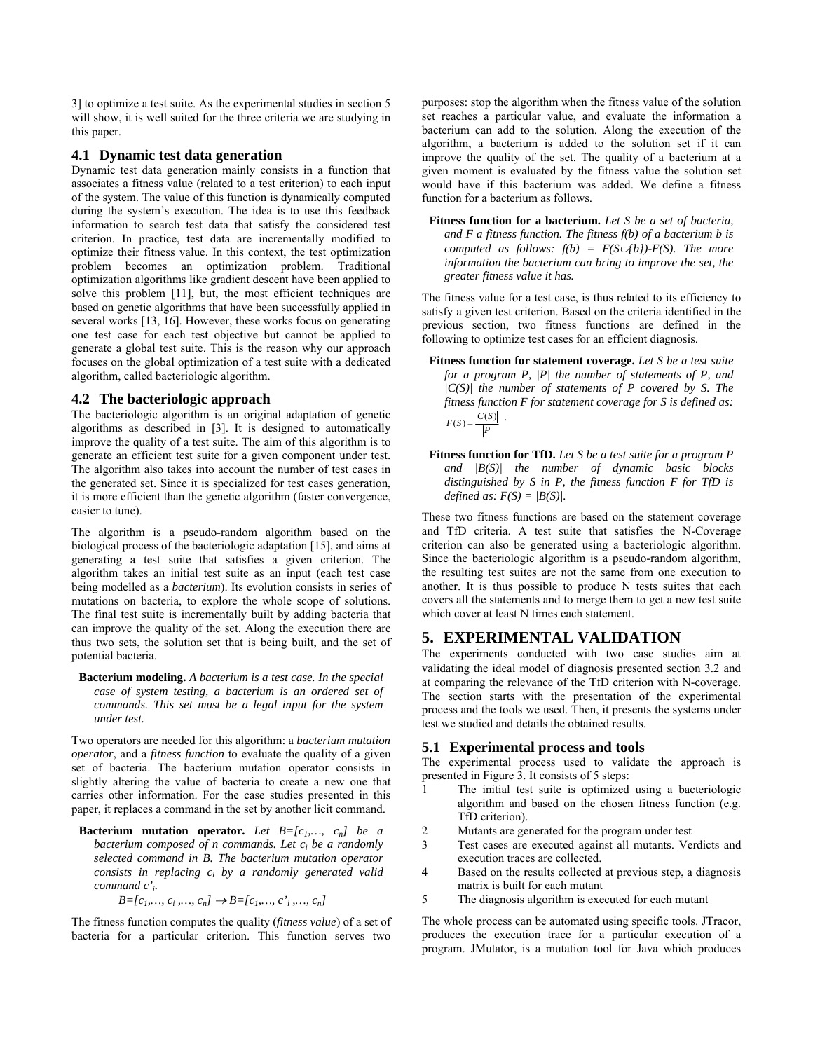3] to optimize a test suite. As the experimental studies in section 5 will show, it is well suited for the three criteria we are studying in this paper.

## 4.1 Dynamic test data generation

Dynamic test data generation mainly consists in a function that associates a fitness value (related to a test criterion) to each input of the system. The value of this function is dynamically computed during the system's execution. The idea is to use this feedback information to search test data that satisfy the considered test criterion. In practice, test data are incrementally modified to optimize their fitness value. In this context, the test optimization problem becomes an optimization problem. Traditional optimization algorithms like gradient descent have been applied to solve this problem [11], but, the most efficient techniques are based on genetic algorithms that have been successfully applied in several works [13, 16]. However, these works focus on generating one test case for each test objective but cannot be applied to generate a global test suite. This is the reason why our approach focuses on the global optimization of a test suite with a dedicated algorithm, called bacteriologic algorithm.

## 4.2 The bacteriologic approach

The bacteriologic algorithm is an original adaptation of genetic algorithms as described in [3]. It is designed to automatically improve the quality of a test suite. The aim of this algorithm is to generate an efficient test suite for a given component under test. The algorithm also takes into account the number of test cases in the generated set. Since it is specialized for test cases generation, it is more efficient than the genetic algorithm (faster convergence, easier to tune).

The algorithm is a pseudo-random algorithm based on the biological process of the bacteriologic adaptation [15], and aims at generating a test suite that satisfies a given criterion. The algorithm takes an initial test suite as an input (each test case being modelled as a *bacterium*). Its evolution consists in series of mutations on bacteria, to explore the whole scope of solutions. The final test suite is incrementally built by adding bacteria that can improve the quality of the set. Along the execution there are thus two sets, the solution set that is being built, and the set of potential bacteria.

**Bacterium modeling.** *A bacterium is a test case. In the special case of system testing, a bacterium is an ordered set of commands. This set must be a legal input for the system under test.*

Two operators are needed for this algorithm: a *bacterium mutation operator*, and a *fitness function* to evaluate the quality of a given set of bacteria. The bacterium mutation operator consists in slightly altering the value of bacteria to create a new one that carries other information. For the case studies presented in this paper, it replaces a command in the set by another licit command.

**Bacterium mutation operator.** *Let $B=[c_1,\ldots, c_n]$ be a bacterium composed of n commands. Let $c_i$ be a randomly selected command in B. The bacterium mutation operator consists in replacing $c_i$ by a randomly generated valid command $c'_i$.*

$$B=[c_1,\ldots, c_i ,\ldots, c_n] \rightarrow B=[c_1,\ldots, c'_i ,\ldots, c_n]$$

The fitness function computes the quality (*fitness value*) of a set of bacteria for a particular criterion. This function serves two purposes: stop the algorithm when the fitness value of the solution set reaches a particular value, and evaluate the information a bacterium can add to the solution. Along the execution of the algorithm, a bacterium is added to the solution set if it can improve the quality of the set. The quality of a bacterium at a given moment is evaluated by the fitness value the solution set would have if this bacterium was added. We define a fitness function for a bacterium as follows.

**Fitness function for a bacterium.** *Let S be a set of bacteria, and F a fitness function. The fitness f(b) of a bacterium b is computed as follows: $f(b) = F(S \cup \{b\})-F(S)$. The more information the bacterium can bring to improve the set, the greater fitness value it has.*

The fitness value for a test case, is thus related to its efficiency to satisfy a given test criterion. Based on the criteria identified in the previous section, two fitness functions are defined in the following to optimize test cases for an efficient diagnosis.

**Fitness function for statement coverage.** *Let S be a test suite for a program P, $|P|$ the number of statements of P, and $|C(S)|$ the number of statements of P covered by S. The fitness function F for statement coverage for S is defined as:* $F(S) = \frac{|C(S)|}{|P|}$ .

**Fitness function for TfD.** *Let S be a test suite for a program P and $|B(S)|$ the number of dynamic basic blocks distinguished by S in P, the fitness function F for TfD is defined as: $F(S) = |B(S)|$.*

These two fitness functions are based on the statement coverage and TfD criteria. A test suite that satisfies the N-Coverage criterion can also be generated using a bacteriologic algorithm. Since the bacteriologic algorithm is a pseudo-random algorithm, the resulting test suites are not the same from one execution to another. It is thus possible to produce N tests suites that each covers all the statements and to merge them to get a new test suite which cover at least N times each statement.

# 5. EXPERIMENTAL VALIDATION

The experiments conducted with two case studies aim at validating the ideal model of diagnosis presented section 3.2 and at comparing the relevance of the TfD criterion with N-coverage. The section starts with the presentation of the experimental process and the tools we used. Then, it presents the systems under test we studied and details the obtained results.

## 5.1 Experimental process and tools

The experimental process used to validate the approach is presented in Figure 3. It consists of 5 steps:

1. The initial test suite is optimized using a bacteriologic algorithm and based on the chosen fitness function (e.g. TfD criterion).
2. Mutants are generated for the program under test
3. Test cases are executed against all mutants. Verdicts and execution traces are collected.
4. Based on the results collected at previous step, a diagnosis matrix is built for each mutant
5. The diagnosis algorithm is executed for each mutant

The whole process can be automated using specific tools. JTracor, produces the execution trace for a particular execution of a program. JMutator, is a mutation tool for Java which produces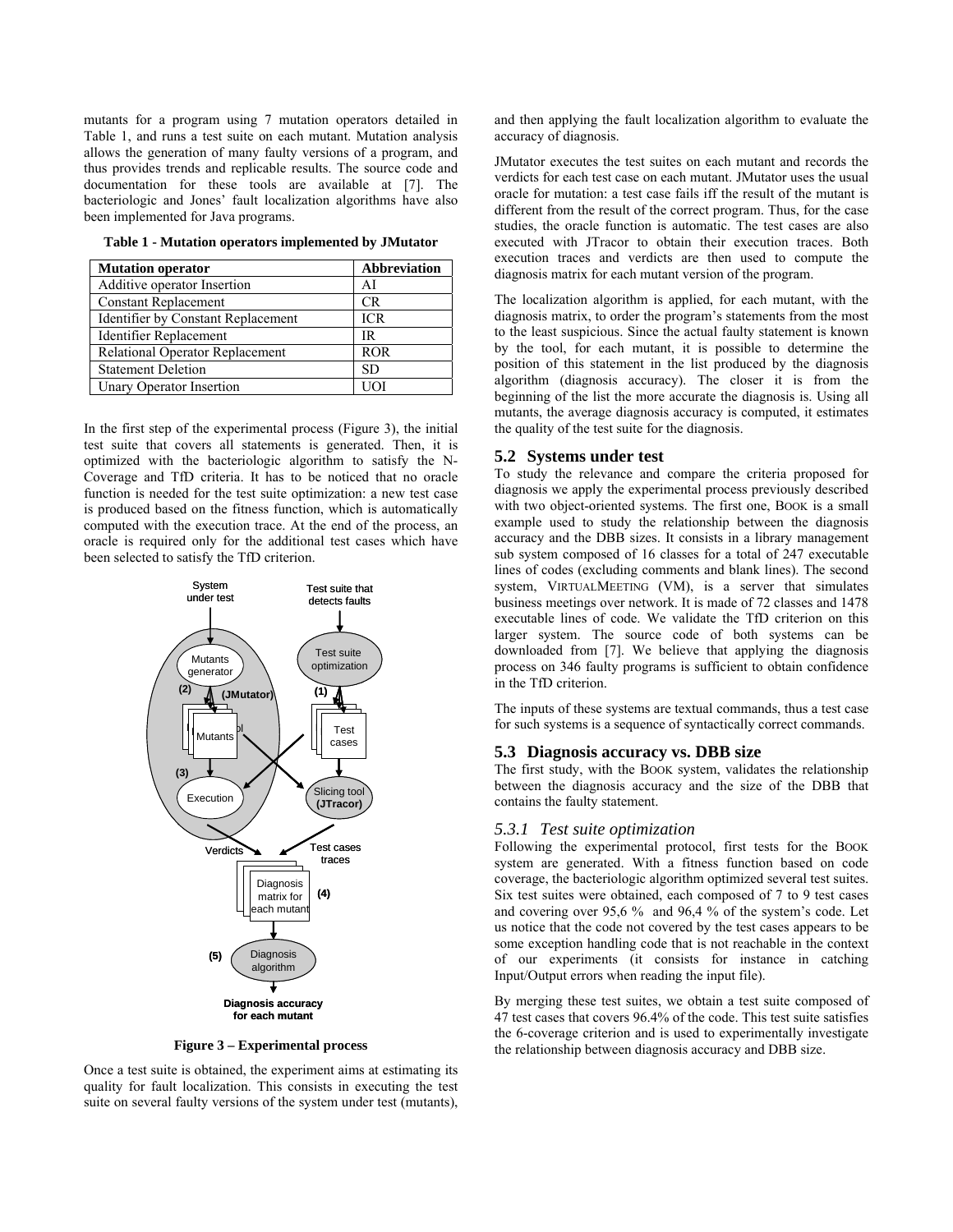mutants for a program using 7 mutation operators detailed in Table 1, and runs a test suite on each mutant. Mutation analysis allows the generation of many faulty versions of a program, and thus provides trends and replicable results. The source code and documentation for these tools are available at [7]. The bacteriologic and Jones' fault localization algorithms have also been implemented for Java programs.

**Table 1 - Mutation operators implemented by JMutator**

| Mutation operator | Abbreviation |
|---|---|
| Additive operator Insertion | AI |
| Constant Replacement | CR |
| Identifier by Constant Replacement | ICR |
| Identifier Replacement | IR |
| Relational Operator Replacement | ROR |
| Statement Deletion | SD |
| Unary Operator Insertion | UOI |

In the first step of the experimental process (Figure 3), the initial test suite that covers all statements is generated. Then, it is optimized with the bacteriologic algorithm to satisfy the N-Coverage and TfD criteria. It has to be noticed that no oracle function is needed for the test suite optimization: a new test case is produced based on the fitness function, which is automatically computed with the execution trace. At the end of the process, an oracle is required only for the additional test cases which have been selected to satisfy the TfD criterion.

System under test
Test suite that detects faults
Mutants generator
Test suite optimization
(2)
(JMutator)
(1)
Mutants
Test cases
(3)
Execution
Slicing tool (JTracor)
Verdicts
Test cases traces
Diagnosis matrix for each mutant
(4)
(5)
Diagnosis algorithm
Diagnosis accuracy for each mutant

**Figure 3 – Experimental process**

Once a test suite is obtained, the experiment aims at estimating its quality for fault localization. This consists in executing the test suite on several faulty versions of the system under test (mutants), and then applying the fault localization algorithm to evaluate the accuracy of diagnosis.

JMutator executes the test suites on each mutant and records the verdicts for each test case on each mutant. JMutator uses the usual oracle for mutation: a test case fails iff the result of the mutant is different from the result of the correct program. Thus, for the case studies, the oracle function is automatic. The test cases are also executed with JTracor to obtain their execution traces. Both execution traces and verdicts are then used to compute the diagnosis matrix for each mutant version of the program.

The localization algorithm is applied, for each mutant, with the diagnosis matrix, to order the program's statements from the most to the least suspicious. Since the actual faulty statement is known by the tool, for each mutant, it is possible to determine the position of this statement in the list produced by the diagnosis algorithm (diagnosis accuracy). The closer it is from the beginning of the list the more accurate the diagnosis is. Using all mutants, the average diagnosis accuracy is computed, it estimates the quality of the test suite for the diagnosis.

## 5.2 Systems under test

To study the relevance and compare the criteria proposed for diagnosis we apply the experimental process previously described with two object-oriented systems. The first one, BOOK is a small example used to study the relationship between the diagnosis accuracy and the DBB sizes. It consists in a library management sub system composed of 16 classes for a total of 247 executable lines of codes (excluding comments and blank lines). The second system, VIRTUALMEETING (VM), is a server that simulates business meetings over network. It is made of 72 classes and 1478 executable lines of code. We validate the TfD criterion on this larger system. The source code of both systems can be downloaded from [7]. We believe that applying the diagnosis process on 346 faulty programs is sufficient to obtain confidence in the TfD criterion.

The inputs of these systems are textual commands, thus a test case for such systems is a sequence of syntactically correct commands.

## 5.3 Diagnosis accuracy vs. DBB size

The first study, with the BOOK system, validates the relationship between the diagnosis accuracy and the size of the DBB that contains the faulty statement.

### *5.3.1 Test suite optimization*

Following the experimental protocol, first tests for the BOOK system are generated. With a fitness function based on code coverage, the bacteriologic algorithm optimized several test suites. Six test suites were obtained, each composed of 7 to 9 test cases and covering over 95,6 % and 96,4 % of the system's code. Let us notice that the code not covered by the test cases appears to be some exception handling code that is not reachable in the context of our experiments (it consists for instance in catching Input/Output errors when reading the input file).

By merging these test suites, we obtain a test suite composed of 47 test cases that covers 96.4% of the code. This test suite satisfies the 6-coverage criterion and is used to experimentally investigate the relationship between diagnosis accuracy and DBB size.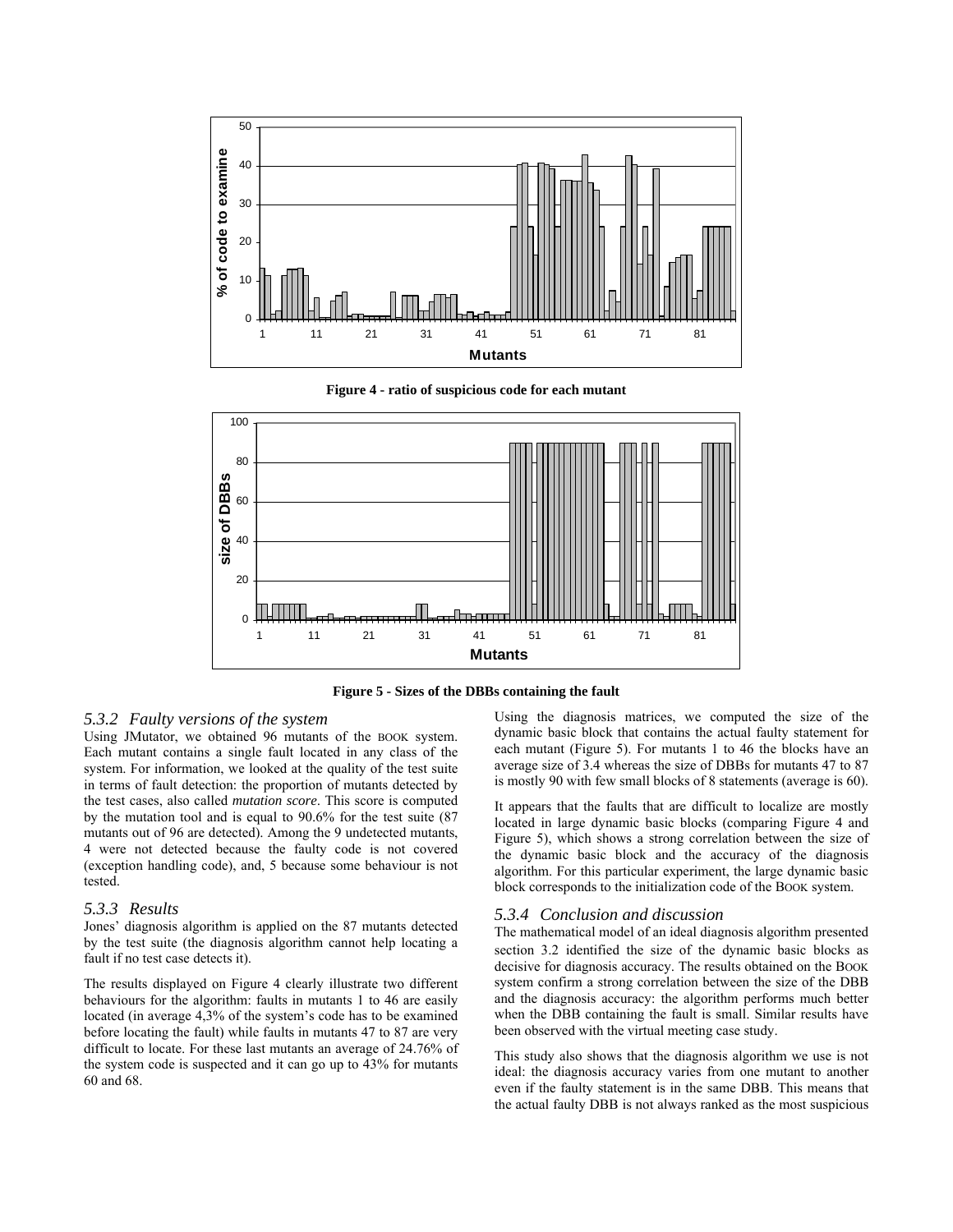50

40

30

20

10

0

% of code to examine

1 11 21 31 41 51 61 71 81

Mutants

**Figure 4 - ratio of suspicious code for each mutant**

100

80

60

40

20

0

size of DBBs

1 11 21 31 41 51 61 71 81

Mutants

**Figure 5 - Sizes of the DBBs containing the fault**

### *5.3.2 Faulty versions of the system*

Using JMutator, we obtained 96 mutants of the BOOK system. Each mutant contains a single fault located in any class of the system. For information, we looked at the quality of the test suite in terms of fault detection: the proportion of mutants detected by the test cases, also called *mutation score*. This score is computed by the mutation tool and is equal to 90.6% for the test suite (87 mutants out of 96 are detected). Among the 9 undetected mutants, 4 were not detected because the faulty code is not covered (exception handling code), and, 5 because some behaviour is not tested.

### *5.3.3 Results*

Jones' diagnosis algorithm is applied on the 87 mutants detected by the test suite (the diagnosis algorithm cannot help locating a fault if no test case detects it).

The results displayed on Figure 4 clearly illustrate two different behaviours for the algorithm: faults in mutants 1 to 46 are easily located (in average 4,3% of the system's code has to be examined before locating the fault) while faults in mutants 47 to 87 are very difficult to locate. For these last mutants an average of 24.76% of the system code is suspected and it can go up to 43% for mutants 60 and 68.

Using the diagnosis matrices, we computed the size of the dynamic basic block that contains the actual faulty statement for each mutant (Figure 5). For mutants 1 to 46 the blocks have an average size of 3.4 whereas the size of DBBs for mutants 47 to 87 is mostly 90 with few small blocks of 8 statements (average is 60).

It appears that the faults that are difficult to localize are mostly located in large dynamic basic blocks (comparing Figure 4 and Figure 5), which shows a strong correlation between the size of the dynamic basic block and the accuracy of the diagnosis algorithm. For this particular experiment, the large dynamic basic block corresponds to the initialization code of the BOOK system.

### *5.3.4 Conclusion and discussion*

The mathematical model of an ideal diagnosis algorithm presented section 3.2 identified the size of the dynamic basic blocks as decisive for diagnosis accuracy. The results obtained on the BOOK system confirm a strong correlation between the size of the DBB and the diagnosis accuracy: the algorithm performs much better when the DBB containing the fault is small. Similar results have been observed with the virtual meeting case study.

This study also shows that the diagnosis algorithm we use is not ideal: the diagnosis accuracy varies from one mutant to another even if the faulty statement is in the same DBB. This means that the actual faulty DBB is not always ranked as the most suspicious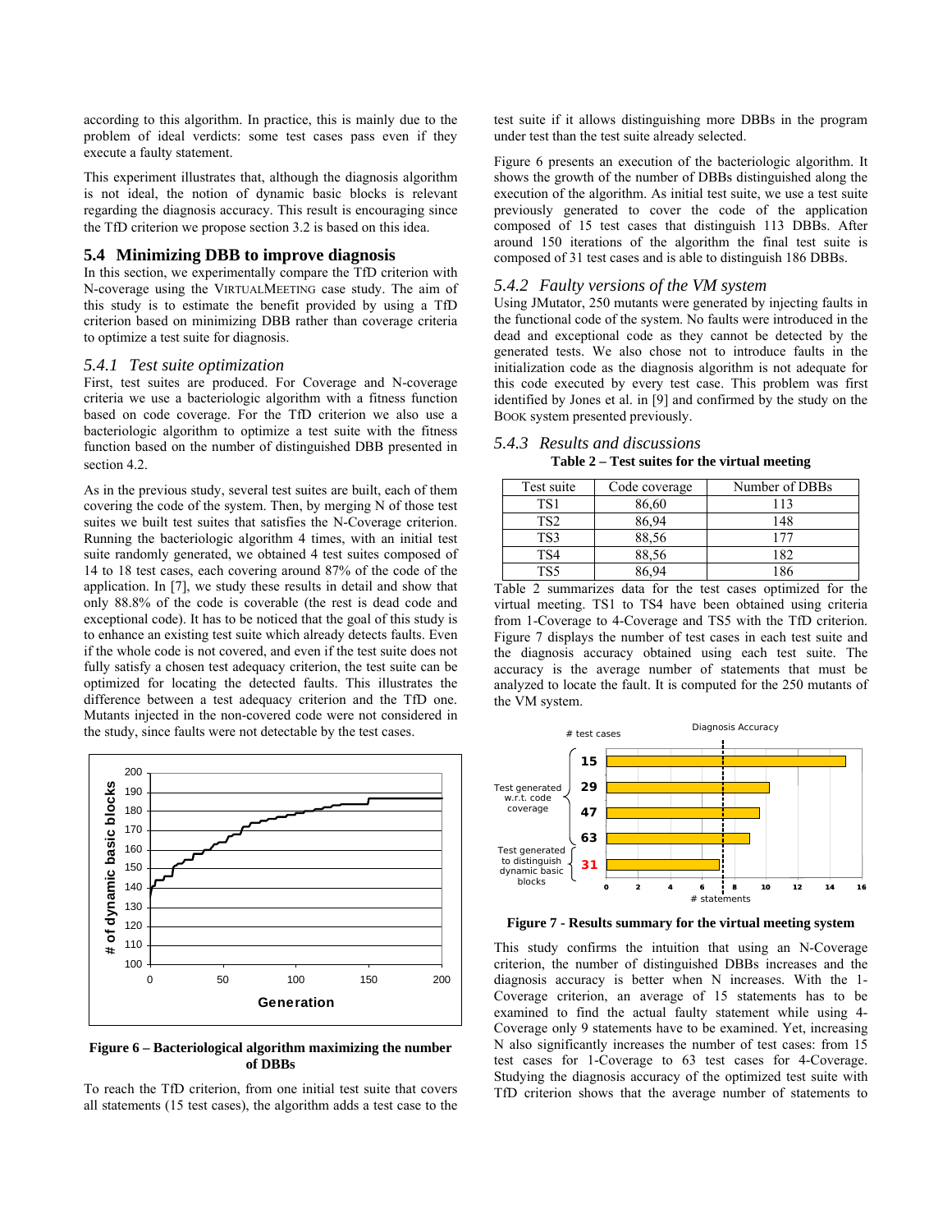according to this algorithm. In practice, this is mainly due to the problem of ideal verdicts: some test cases pass even if they execute a faulty statement.

This experiment illustrates that, although the diagnosis algorithm is not ideal, the notion of dynamic basic blocks is relevant regarding the diagnosis accuracy. This result is encouraging since the TfD criterion we propose section 3.2 is based on this idea.

## 5.4 Minimizing DBB to improve diagnosis

In this section, we experimentally compare the TfD criterion with N-coverage using the VIRTUALMEETING case study. The aim of this study is to estimate the benefit provided by using a TfD criterion based on minimizing DBB rather than coverage criteria to optimize a test suite for diagnosis.

### 5.4.1 Test suite optimization

First, test suites are produced. For Coverage and N-coverage criteria we use a bacteriologic algorithm with a fitness function based on code coverage. For the TfD criterion we also use a bacteriologic algorithm to optimize a test suite with the fitness function based on the number of distinguished DBB presented in section 4.2.

As in the previous study, several test suites are built, each of them covering the code of the system. Then, by merging N of those test suites we built test suites that satisfies the N-Coverage criterion. Running the bacteriologic algorithm 4 times, with an initial test suite randomly generated, we obtained 4 test suites composed of 14 to 18 test cases, each covering around 87% of the code of the application. In [7], we study these results in detail and show that only 88.8% of the code is coverable (the rest is dead code and exceptional code). It has to be noticed that the goal of this study is to enhance an existing test suite which already detects faults. Even if the whole code is not covered, and even if the test suite does not fully satisfy a chosen test adequacy criterion, the test suite can be optimized for locating the detected faults. This illustrates the difference between a test adequacy criterion and the TfD one. Mutants injected in the non-covered code were not considered in the study, since faults were not detectable by the test cases.

200
190
180
170
160
150
140
130
120
110
100
0 50 100 150 200
# of dynamic basic blocks
Generation

**Figure 6 – Bacteriological algorithm maximizing the number of DBBs**

To reach the TfD criterion, from one initial test suite that covers all statements (15 test cases), the algorithm adds a test case to the test suite if it allows distinguishing more DBBs in the program under test than the test suite already selected.

Figure 6 presents an execution of the bacteriologic algorithm. It shows the growth of the number of DBBs distinguished along the execution of the algorithm. As initial test suite, we use a test suite previously generated to cover the code of the application composed of 15 test cases that distinguish 113 DBBs. After around 150 iterations of the algorithm the final test suite is composed of 31 test cases and is able to distinguish 186 DBBs.

### 5.4.2 Faulty versions of the VM system

Using JMutator, 250 mutants were generated by injecting faults in the functional code of the system. No faults were introduced in the dead and exceptional code as they cannot be detected by the generated tests. We also chose not to introduce faults in the initialization code as the diagnosis algorithm is not adequate for this code executed by every test case. This problem was first identified by Jones et al. in [9] and confirmed by the study on the BOOK system presented previously.

### 5.4.3 Results and discussions

**Table 2 – Test suites for the virtual meeting**

| Test suite | Code coverage | Number of DBBs |
|---|---|---|
| TS1 | 86,60 | 113 |
| TS2 | 86,94 | 148 |
| TS3 | 88,56 | 177 |
| TS4 | 88,56 | 182 |
| TS5 | 86,94 | 186 |

Table 2 summarizes data for the test cases optimized for the virtual meeting. TS1 to TS4 have been obtained using criteria from 1-Coverage to 4-Coverage and TS5 with the TfD criterion. Figure 7 displays the number of test cases in each test suite and the diagnosis accuracy obtained using each test suite. The accuracy is the average number of statements that must be analyzed to locate the fault. It is computed for the 250 mutants of the VM system.

Diagnosis Accuracy
# test cases
Test generated w.r.t. code coverage
15
29
47
63
Test generated to distinguish dynamic basic blocks
31
0 2 4 6 8 10 12 14 16
# statements

**Figure 7 - Results summary for the virtual meeting system**

This study confirms the intuition that using an N-Coverage criterion, the number of distinguished DBBs increases and the diagnosis accuracy is better when N increases. With the 1-Coverage criterion, an average of 15 statements has to be examined to find the actual faulty statement while using 4-Coverage only 9 statements have to be examined. Yet, increasing N also significantly increases the number of test cases: from 15 test cases for 1-Coverage to 63 test cases for 4-Coverage. Studying the diagnosis accuracy of the optimized test suite with TfD criterion shows that the average number of statements to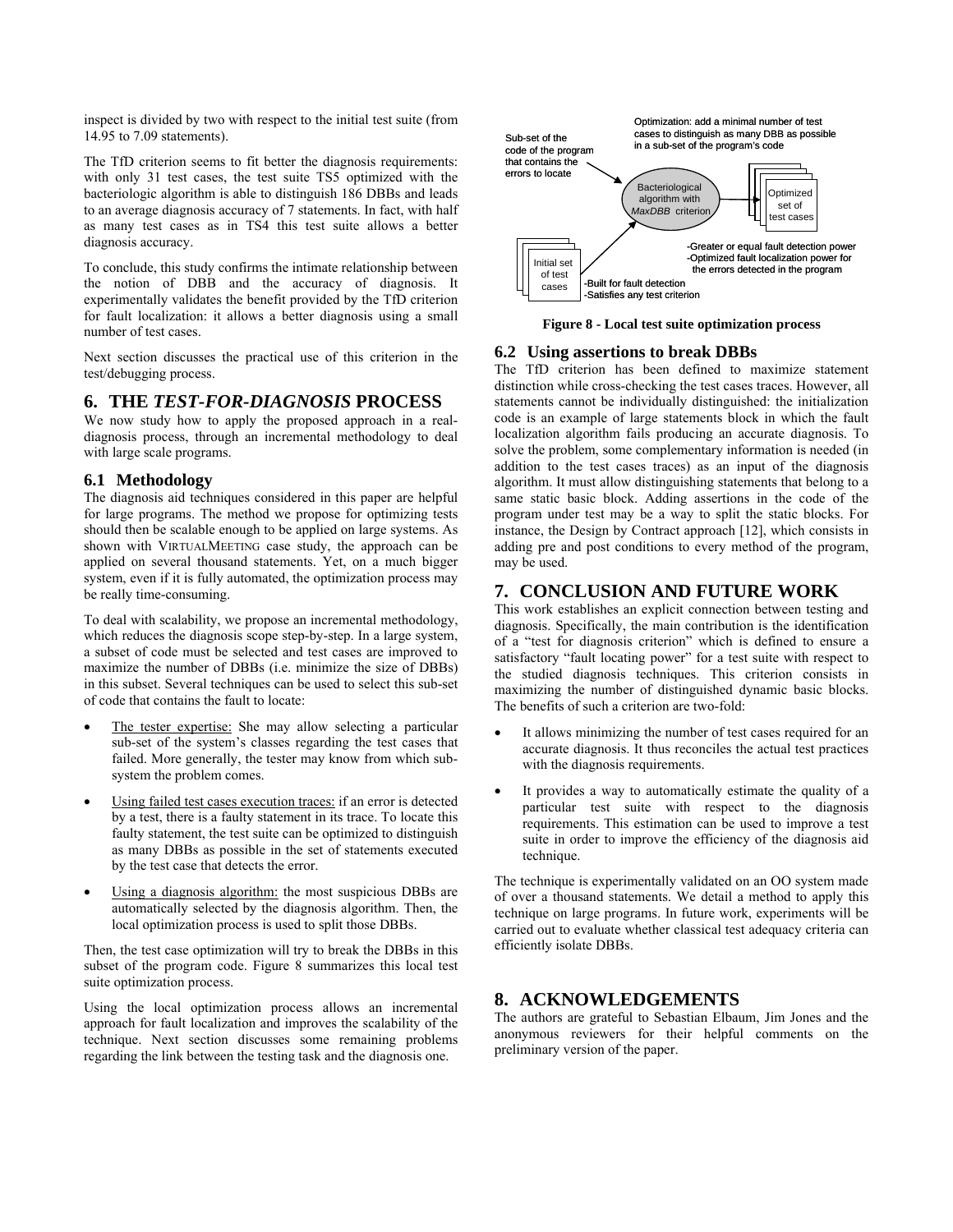inspect is divided by two with respect to the initial test suite (from 14.95 to 7.09 statements).

The TfD criterion seems to fit better the diagnosis requirements: with only 31 test cases, the test suite TS5 optimized with the bacteriologic algorithm is able to distinguish 186 DBBs and leads to an average diagnosis accuracy of 7 statements. In fact, with half as many test cases as in TS4 this test suite allows a better diagnosis accuracy.

To conclude, this study confirms the intimate relationship between the notion of DBB and the accuracy of diagnosis. It experimentally validates the benefit provided by the TfD criterion for fault localization: it allows a better diagnosis using a small number of test cases.

Next section discusses the practical use of this criterion in the test/debugging process.

## 6. THE *TEST-FOR-DIAGNOSIS* PROCESS

We now study how to apply the proposed approach in a real-diagnosis process, through an incremental methodology to deal with large scale programs.

### 6.1 Methodology

The diagnosis aid techniques considered in this paper are helpful for large programs. The method we propose for optimizing tests should then be scalable enough to be applied on large systems. As shown with VIRTUALMEETING case study, the approach can be applied on several thousand statements. Yet, on a much bigger system, even if it is fully automated, the optimization process may be really time-consuming.

To deal with scalability, we propose an incremental methodology, which reduces the diagnosis scope step-by-step. In a large system, a subset of code must be selected and test cases are improved to maximize the number of DBBs (i.e. minimize the size of DBBs) in this subset. Several techniques can be used to select this sub-set of code that contains the fault to locate:

- The tester expertise: She may allow selecting a particular sub-set of the system's classes regarding the test cases that failed. More generally, the tester may know from which sub-system the problem comes.
- Using failed test cases execution traces: if an error is detected by a test, there is a faulty statement in its trace. To locate this faulty statement, the test suite can be optimized to distinguish as many DBBs as possible in the set of statements executed by the test case that detects the error.
- Using a diagnosis algorithm: the most suspicious DBBs are automatically selected by the diagnosis algorithm. Then, the local optimization process is used to split those DBBs.

Then, the test case optimization will try to break the DBBs in this subset of the program code. Figure 8 summarizes this local test suite optimization process.

Using the local optimization process allows an incremental approach for fault localization and improves the scalability of the technique. Next section discusses some remaining problems regarding the link between the testing task and the diagnosis one.

Optimization: add a minimal number of test cases to distinguish as many DBB as possible in a sub-set of the program's code

Sub-set of the code of the program that contains the errors to locate

Bacteriological algorithm with *MaxDBB* criterion

Optimized set of test cases

Initial set of test cases

-Greater or equal fault detection power
-Optimized fault localization power for the errors detected in the program

-Built for fault detection
-Satisfies any test criterion

**Figure 8 - Local test suite optimization process**

### 6.2 Using assertions to break DBBs

The TfD criterion has been defined to maximize statement distinction while cross-checking the test cases traces. However, all statements cannot be individually distinguished: the initialization code is an example of large statements block in which the fault localization algorithm fails producing an accurate diagnosis. To solve the problem, some complementary information is needed (in addition to the test cases traces) as an input of the diagnosis algorithm. It must allow distinguishing statements that belong to a same static basic block. Adding assertions in the code of the program under test may be a way to split the static blocks. For instance, the Design by Contract approach [12], which consists in adding pre and post conditions to every method of the program, may be used.

## 7. CONCLUSION AND FUTURE WORK

This work establishes an explicit connection between testing and diagnosis. Specifically, the main contribution is the identification of a "test for diagnosis criterion" which is defined to ensure a satisfactory "fault locating power" for a test suite with respect to the studied diagnosis techniques. This criterion consists in maximizing the number of distinguished dynamic basic blocks. The benefits of such a criterion are two-fold:

- It allows minimizing the number of test cases required for an accurate diagnosis. It thus reconciles the actual test practices with the diagnosis requirements.
- It provides a way to automatically estimate the quality of a particular test suite with respect to the diagnosis requirements. This estimation can be used to improve a test suite in order to improve the efficiency of the diagnosis aid technique.

The technique is experimentally validated on an OO system made of over a thousand statements. We detail a method to apply this technique on large programs. In future work, experiments will be carried out to evaluate whether classical test adequacy criteria can efficiently isolate DBBs.

## 8. ACKNOWLEDGEMENTS

The authors are grateful to Sebastian Elbaum, Jim Jones and the anonymous reviewers for their helpful comments on the preliminary version of the paper.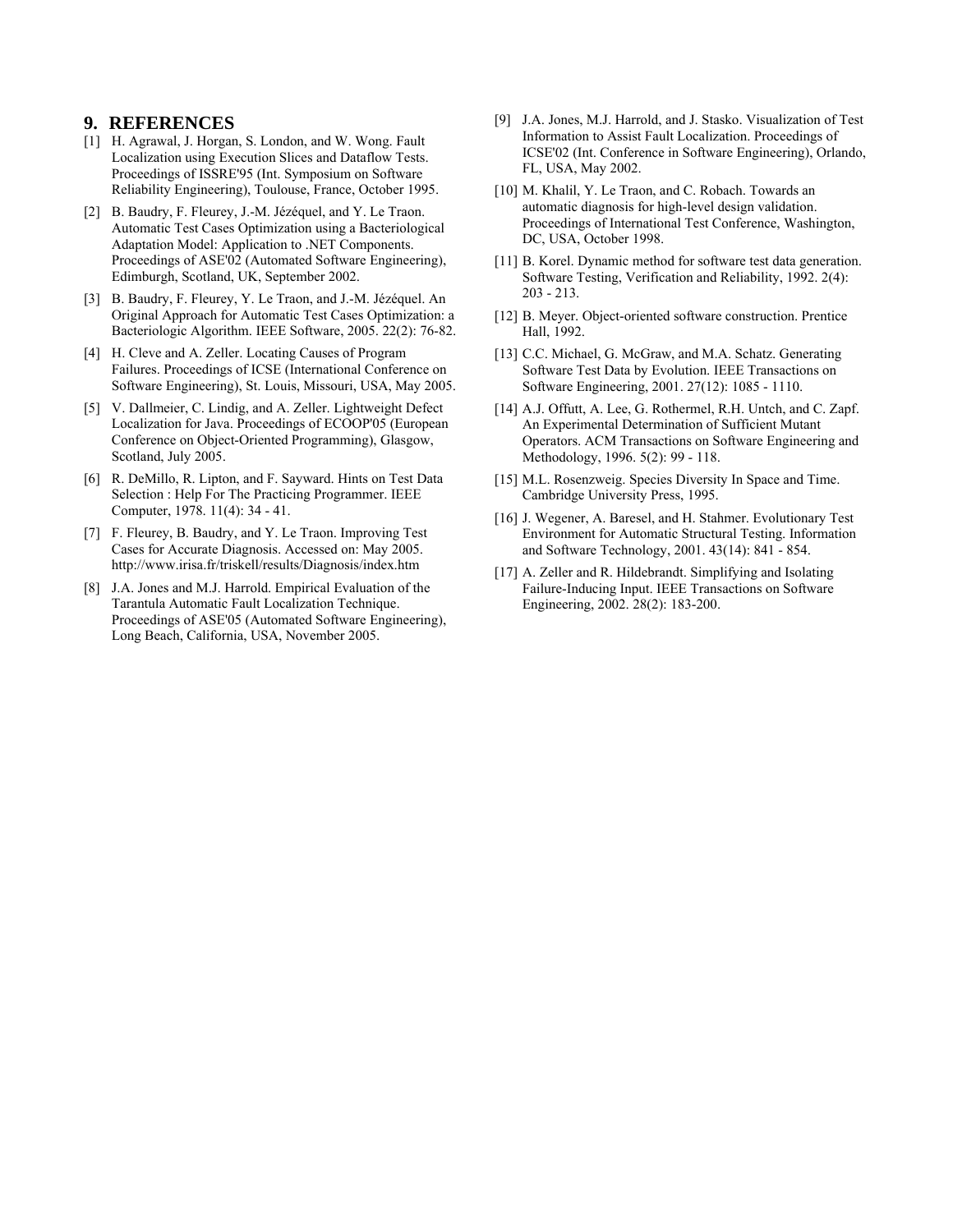## 9. REFERENCES

[1] H. Agrawal, J. Horgan, S. London, and W. Wong. Fault Localization using Execution Slices and Dataflow Tests. Proceedings of ISSRE'95 (Int. Symposium on Software Reliability Engineering), Toulouse, France, October 1995.

[2] B. Baudry, F. Fleurey, J.-M. Jézéquel, and Y. Le Traon. Automatic Test Cases Optimization using a Bacteriological Adaptation Model: Application to .NET Components. Proceedings of ASE'02 (Automated Software Engineering), Edimburgh, Scotland, UK, September 2002.

[3] B. Baudry, F. Fleurey, Y. Le Traon, and J.-M. Jézéquel. An Original Approach for Automatic Test Cases Optimization: a Bacteriologic Algorithm. IEEE Software, 2005. 22(2): 76-82.

[4] H. Cleve and A. Zeller. Locating Causes of Program Failures. Proceedings of ICSE (International Conference on Software Engineering), St. Louis, Missouri, USA, May 2005.

[5] V. Dallmeier, C. Lindig, and A. Zeller. Lightweight Defect Localization for Java. Proceedings of ECOOP'05 (European Conference on Object-Oriented Programming), Glasgow, Scotland, July 2005.

[6] R. DeMillo, R. Lipton, and F. Sayward. Hints on Test Data Selection : Help For The Practicing Programmer. IEEE Computer, 1978. 11(4): 34 - 41.

[7] F. Fleurey, B. Baudry, and Y. Le Traon. Improving Test Cases for Accurate Diagnosis. Accessed on: May 2005. http://www.irisa.fr/triskell/results/Diagnosis/index.htm

[8] J.A. Jones and M.J. Harrold. Empirical Evaluation of the Tarantula Automatic Fault Localization Technique. Proceedings of ASE'05 (Automated Software Engineering), Long Beach, California, USA, November 2005.

[9] J.A. Jones, M.J. Harrold, and J. Stasko. Visualization of Test Information to Assist Fault Localization. Proceedings of ICSE'02 (Int. Conference in Software Engineering), Orlando, FL, USA, May 2002.

[10] M. Khalil, Y. Le Traon, and C. Robach. Towards an automatic diagnosis for high-level design validation. Proceedings of International Test Conference, Washington, DC, USA, October 1998.

[11] B. Korel. Dynamic method for software test data generation. Software Testing, Verification and Reliability, 1992. 2(4): 203 - 213.

[12] B. Meyer. Object-oriented software construction. Prentice Hall, 1992.

[13] C.C. Michael, G. McGraw, and M.A. Schatz. Generating Software Test Data by Evolution. IEEE Transactions on Software Engineering, 2001. 27(12): 1085 - 1110.

[14] A.J. Offutt, A. Lee, G. Rothermel, R.H. Untch, and C. Zapf. An Experimental Determination of Sufficient Mutant Operators. ACM Transactions on Software Engineering and Methodology, 1996. 5(2): 99 - 118.

[15] M.L. Rosenzweig. Species Diversity In Space and Time. Cambridge University Press, 1995.

[16] J. Wegener, A. Baresel, and H. Stahmer. Evolutionary Test Environment for Automatic Structural Testing. Information and Software Technology, 2001. 43(14): 841 - 854.

[17] A. Zeller and R. Hildebrandt. Simplifying and Isolating Failure-Inducing Input. IEEE Transactions on Software Engineering, 2002. 28(2): 183-200.